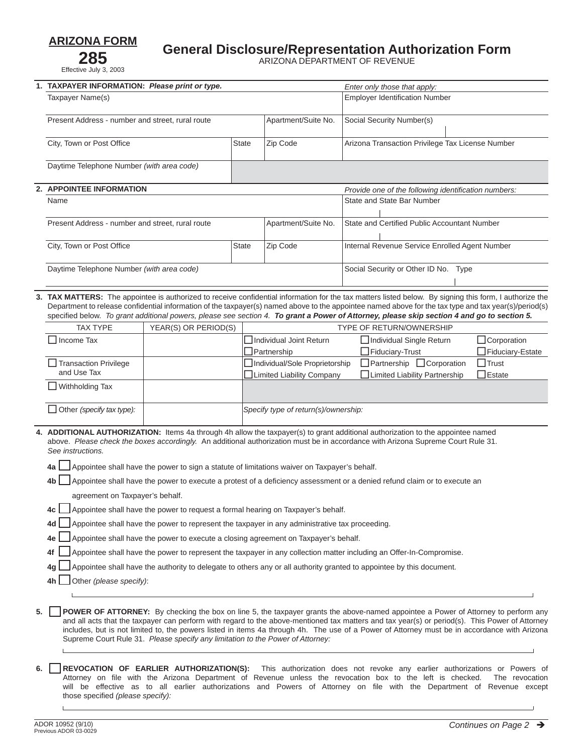**ARIZONA FORM**

**285**

Effective July 3, 2003

# General Disclosure/Representation Authorization Form

ARIZONA DEPARTMENT OF REVENUE

## 1. TAXPAYER INFORMATION: *Please print or type.*

| | | | *Enter only those that apply:* |
|---|---|---|---|
| Taxpayer Name(s) | | | Employer Identification Number |
| Present Address - number and street, rural route | | Apartment/Suite No. | Social Security Number(s) |
| City, Town or Post Office | State | Zip Code | Arizona Transaction Privilege Tax License Number |
| Daytime Telephone Number *(with area code)* | | | |

## 2. APPOINTEE INFORMATION

| | | | *Provide one of the following identification numbers:* |
|---|---|---|---|
| Name | | | State and State Bar Number |
| Present Address - number and street, rural route | | Apartment/Suite No. | State and Certified Public Accountant Number |
| City, Town or Post Office | State | Zip Code | Internal Revenue Service Enrolled Agent Number |
| Daytime Telephone Number *(with area code)* | | | Social Security or Other ID No. Type |

## 3. TAX MATTERS:

The appointee is authorized to receive confidential information for the tax matters listed below. By signing this form, I authorize the Department to release confidential information of the taxpayer(s) named above to the appointee named above for the tax type and tax year(s)/period(s) specified below. *To grant additional powers, please see section 4.* ***To grant a Power of Attorney, please skip section 4 and go to section 5.***

| TAX TYPE | YEAR(S) OR PERIOD(S) | TYPE OF RETURN/OWNERSHIP | | |
|---|---|---|---|---|
| ☐ Income Tax | | ☐ Individual Joint Return | ☐ Individual Single Return | ☐ Corporation |
| | | ☐ Partnership | ☐ Fiduciary-Trust | ☐ Fiduciary-Estate |
| ☐ Transaction Privilege and Use Tax | | ☐ Individual/Sole Proprietorship | ☐ Partnership ☐ Corporation | ☐ Trust |
| | | ☐ Limited Liability Company | ☐ Limited Liability Partnership | ☐ Estate |
| ☐ Withholding Tax | | | | |
| ☐ Other *(specify tax type):* | | *Specify type of return(s)/ownership:* | | |

## 4. ADDITIONAL AUTHORIZATION:

Items 4a through 4h allow the taxpayer(s) to grant additional authorization to the appointee named above. *Please check the boxes accordingly.* An additional authorization must be in accordance with Arizona Supreme Court Rule 31. *See instructions.*

**4a** ☐ Appointee shall have the power to sign a statute of limitations waiver on Taxpayer's behalf.

**4b** ☐ Appointee shall have the power to execute a protest of a deficiency assessment or a denied refund claim or to execute an agreement on Taxpayer's behalf.

**4c** ☐ Appointee shall have the power to request a formal hearing on Taxpayer's behalf.

**4d** ☐ Appointee shall have the power to represent the taxpayer in any administrative tax proceeding.

**4e** ☐ Appointee shall have the power to execute a closing agreement on Taxpayer's behalf.

**4f** ☐ Appointee shall have the power to represent the taxpayer in any collection matter including an Offer-In-Compromise.

**4g** ☐ Appointee shall have the authority to delegate to others any or all authority granted to appointee by this document.

**4h** ☐ Other *(please specify)*:

## 5. ☐ POWER OF ATTORNEY:

By checking the box on line 5, the taxpayer grants the above-named appointee a Power of Attorney to perform any and all acts that the taxpayer can perform with regard to the above-mentioned tax matters and tax year(s) or period(s). This Power of Attorney includes, but is not limited to, the powers listed in items 4a through 4h. The use of a Power of Attorney must be in accordance with Arizona Supreme Court Rule 31. *Please specify any limitation to the Power of Attorney:*

## 6. ☐ REVOCATION OF EARLIER AUTHORIZATION(S):

This authorization does not revoke any earlier authorizations or Powers of Attorney on file with the Arizona Department of Revenue unless the revocation box to the left is checked. The revocation will be effective as to all earlier authorizations and Powers of Attorney on file with the Department of Revenue except those specified *(please specify):*

ADOR 10952 (9/10)
Previous ADOR 03-0029

*Continues on Page 2* ➔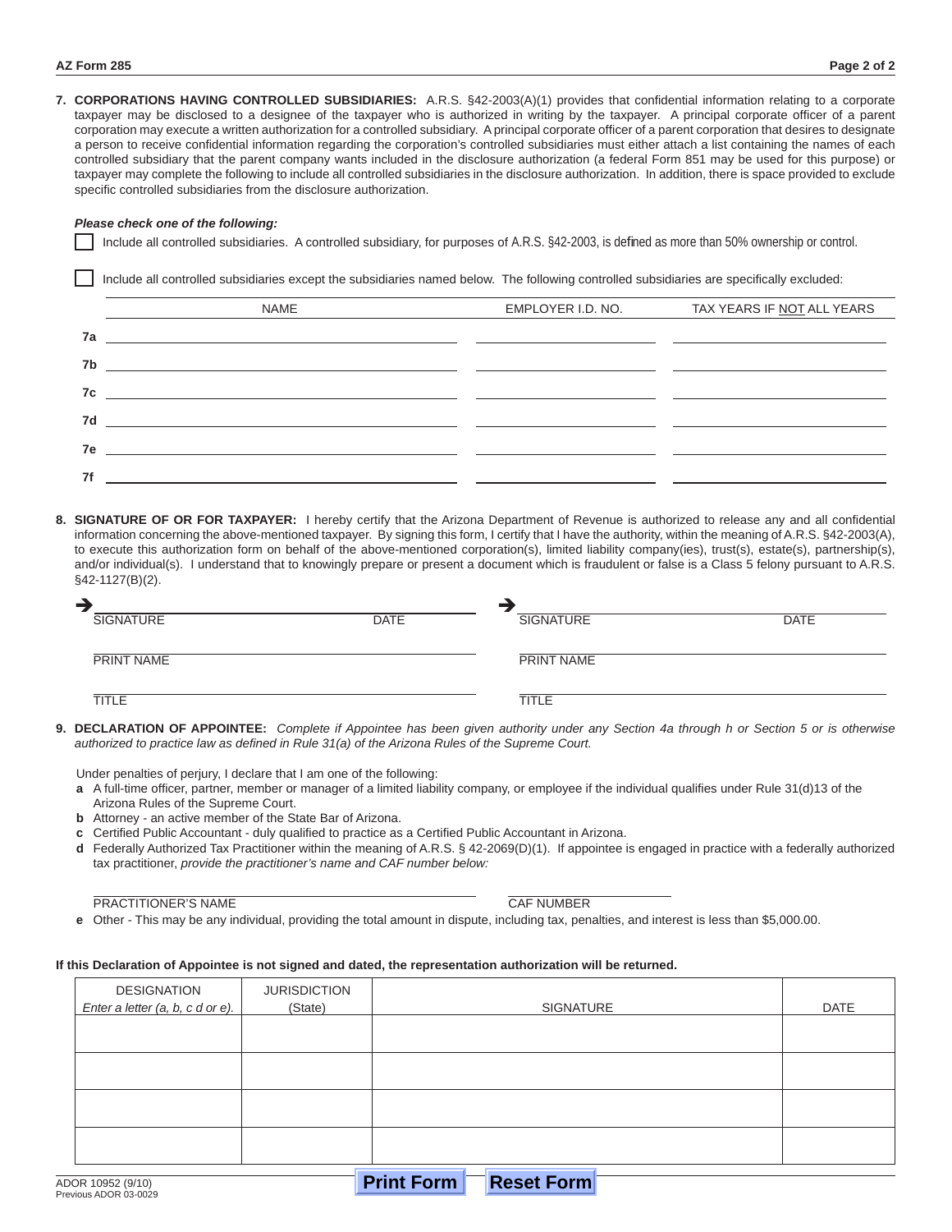**7. CORPORATIONS HAVING CONTROLLED SUBSIDIARIES:** A.R.S. §42-2003(A)(1) provides that confidential information relating to a corporate taxpayer may be disclosed to a designee of the taxpayer who is authorized in writing by the taxpayer. A principal corporate officer of a parent corporation may execute a written authorization for a controlled subsidiary. A principal corporate officer of a parent corporation that desires to designate a person to receive confidential information regarding the corporation's controlled subsidiaries must either attach a list containing the names of each controlled subsidiary that the parent company wants included in the disclosure authorization (a federal Form 851 may be used for this purpose) or taxpayer may complete the following to include all controlled subsidiaries in the disclosure authorization. In addition, there is space provided to exclude specific controlled subsidiaries from the disclosure authorization.

***Please check one of the following:***

☐ Include all controlled subsidiaries. A controlled subsidiary, for purposes of A.R.S. §42-2003, is defined as more than 50% ownership or control.

☐ Include all controlled subsidiaries except the subsidiaries named below. The following controlled subsidiaries are specifically excluded:

| | NAME | EMPLOYER I.D. NO. | TAX YEARS IF NOT ALL YEARS |
|---|---|---|---|
| 7a | | | |
| 7b | | | |
| 7c | | | |
| 7d | | | |
| 7e | | | |
| 7f | | | |

**8. SIGNATURE OF OR FOR TAXPAYER:** I hereby certify that the Arizona Department of Revenue is authorized to release any and all confidential information concerning the above-mentioned taxpayer. By signing this form, I certify that I have the authority, within the meaning of A.R.S. §42-2003(A), to execute this authorization form on behalf of the above-mentioned corporation(s), limited liability company(ies), trust(s), estate(s), partnership(s), and/or individual(s). I understand that to knowingly prepare or present a document which is fraudulent or false is a Class 5 felony pursuant to A.R.S. §42-1127(B)(2).

➔ SIGNATURE DATE

PRINT NAME

TITLE

➔ SIGNATURE DATE

PRINT NAME

TITLE

**9. DECLARATION OF APPOINTEE:** *Complete if Appointee has been given authority under any Section 4a through h or Section 5 or is otherwise authorized to practice law as defined in Rule 31(a) of the Arizona Rules of the Supreme Court.*

Under penalties of perjury, I declare that I am one of the following:

**a** A full-time officer, partner, member or manager of a limited liability company, or employee if the individual qualifies under Rule 31(d)13 of the Arizona Rules of the Supreme Court.

**b** Attorney - an active member of the State Bar of Arizona.

**c** Certified Public Accountant - duly qualified to practice as a Certified Public Accountant in Arizona.

**d** Federally Authorized Tax Practitioner within the meaning of A.R.S. § 42-2069(D)(1). If appointee is engaged in practice with a federally authorized tax practitioner, *provide the practitioner's name and CAF number below:*

PRACTITIONER'S NAME

CAF NUMBER

**e** Other - This may be any individual, providing the total amount in dispute, including tax, penalties, and interest is less than $5,000.00.

**If this Declaration of Appointee is not signed and dated, the representation authorization will be returned.**

| DESIGNATION *Enter a letter (a, b, c d or e).* | JURISDICTION (State) | SIGNATURE | DATE |
|---|---|---|---|
| | | | |
| | | | |
| | | | |
| | | | |

ADOR 10952 (9/10)
Previous ADOR 03-0029